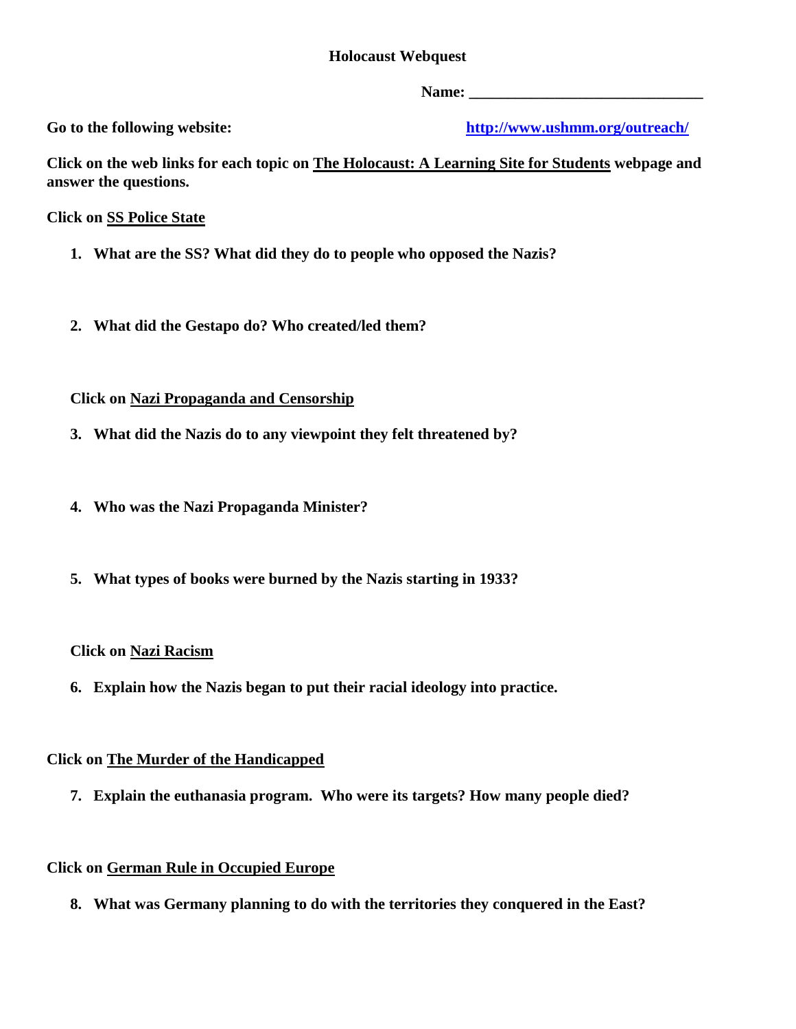# Holocaust Webquest

**Name: ______________________________**

**Go to the following website:** **http://www.ushmm.org/outreach/**

**Click on the web links for each topic on The Holocaust: A Learning Site for Students webpage and answer the questions.**

**Click on SS Police State**

1. **What are the SS? What did they do to people who opposed the Nazis?**

2. **What did the Gestapo do? Who created/led them?**

**Click on Nazi Propaganda and Censorship**

3. **What did the Nazis do to any viewpoint they felt threatened by?**

4. **Who was the Nazi Propaganda Minister?**

5. **What types of books were burned by the Nazis starting in 1933?**

**Click on Nazi Racism**

6. **Explain how the Nazis began to put their racial ideology into practice.**

**Click on The Murder of the Handicapped**

7. **Explain the euthanasia program. Who were its targets? How many people died?**

**Click on German Rule in Occupied Europe**

8. **What was Germany planning to do with the territories they conquered in the East?**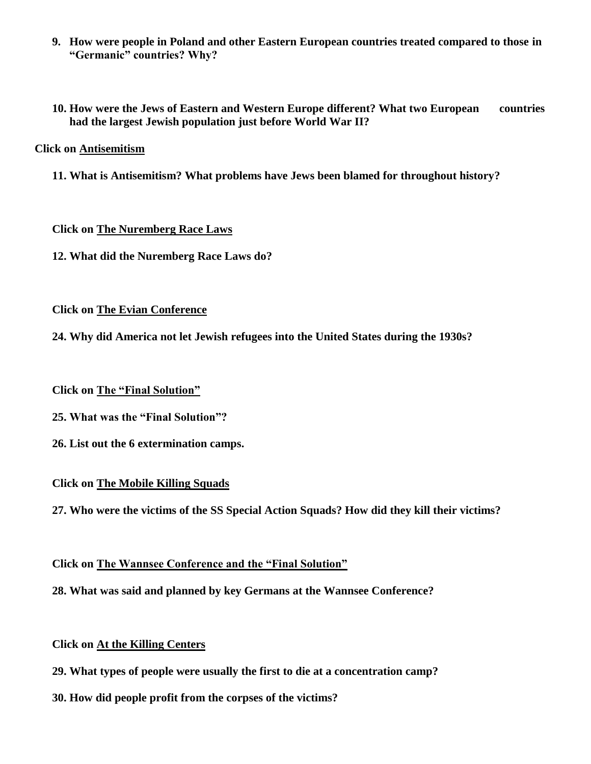9. **How were people in Poland and other Eastern European countries treated compared to those in "Germanic" countries? Why?**

10. **How were the Jews of Eastern and Western Europe different? What two European countries had the largest Jewish population just before World War II?**

**Click on Antisemitism**

11. **What is Antisemitism? What problems have Jews been blamed for throughout history?**

**Click on The Nuremberg Race Laws**

12. **What did the Nuremberg Race Laws do?**

**Click on The Evian Conference**

24. **Why did America not let Jewish refugees into the United States during the 1930s?**

**Click on The "Final Solution"**

25. **What was the "Final Solution"?**

26. **List out the 6 extermination camps.**

**Click on The Mobile Killing Squads**

27. **Who were the victims of the SS Special Action Squads? How did they kill their victims?**

**Click on The Wannsee Conference and the "Final Solution"**

28. **What was said and planned by key Germans at the Wannsee Conference?**

**Click on At the Killing Centers**

29. **What types of people were usually the first to die at a concentration camp?**

30. **How did people profit from the corpses of the victims?**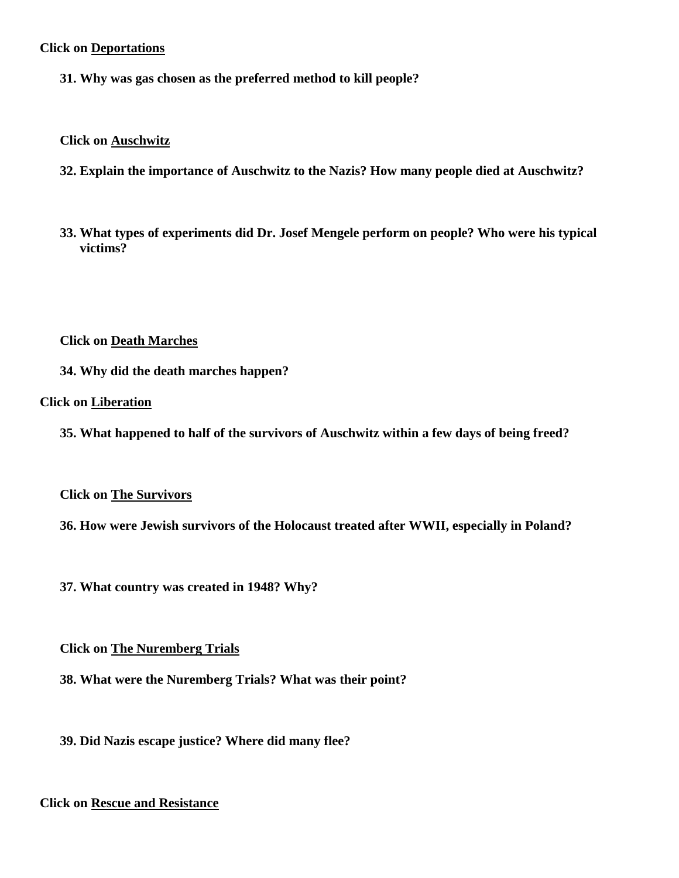**Click on Deportations**

**31. Why was gas chosen as the preferred method to kill people?**

**Click on Auschwitz**

**32. Explain the importance of Auschwitz to the Nazis? How many people died at Auschwitz?**

**33. What types of experiments did Dr. Josef Mengele perform on people? Who were his typical victims?**

**Click on Death Marches**

**34. Why did the death marches happen?**

**Click on Liberation**

**35. What happened to half of the survivors of Auschwitz within a few days of being freed?**

**Click on The Survivors**

**36. How were Jewish survivors of the Holocaust treated after WWII, especially in Poland?**

**37. What country was created in 1948? Why?**

**Click on The Nuremberg Trials**

**38. What were the Nuremberg Trials? What was their point?**

**39. Did Nazis escape justice? Where did many flee?**

**Click on Rescue and Resistance**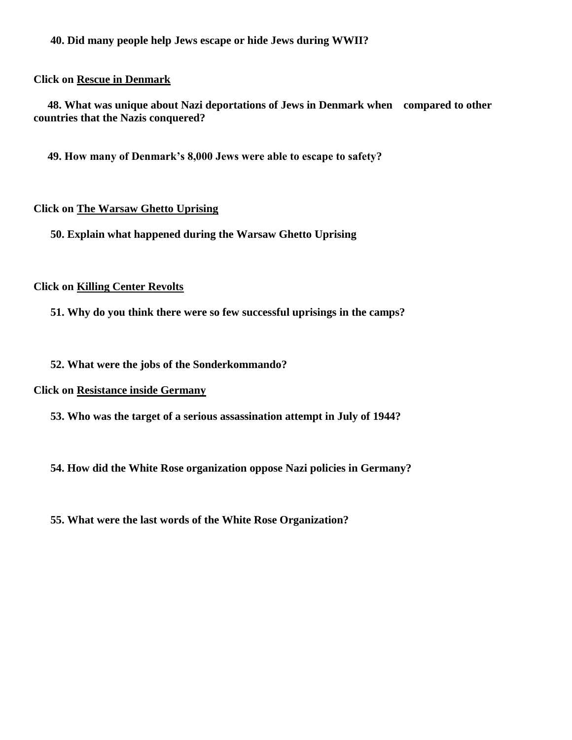**40. Did many people help Jews escape or hide Jews during WWII?**

**Click on Rescue in Denmark**

**48. What was unique about Nazi deportations of Jews in Denmark when compared to other countries that the Nazis conquered?**

**49. How many of Denmark's 8,000 Jews were able to escape to safety?**

**Click on The Warsaw Ghetto Uprising**

**50. Explain what happened during the Warsaw Ghetto Uprising**

**Click on Killing Center Revolts**

**51. Why do you think there were so few successful uprisings in the camps?**

**52. What were the jobs of the Sonderkommando?**

**Click on Resistance inside Germany**

**53. Who was the target of a serious assassination attempt in July of 1944?**

**54. How did the White Rose organization oppose Nazi policies in Germany?**

**55. What were the last words of the White Rose Organization?**